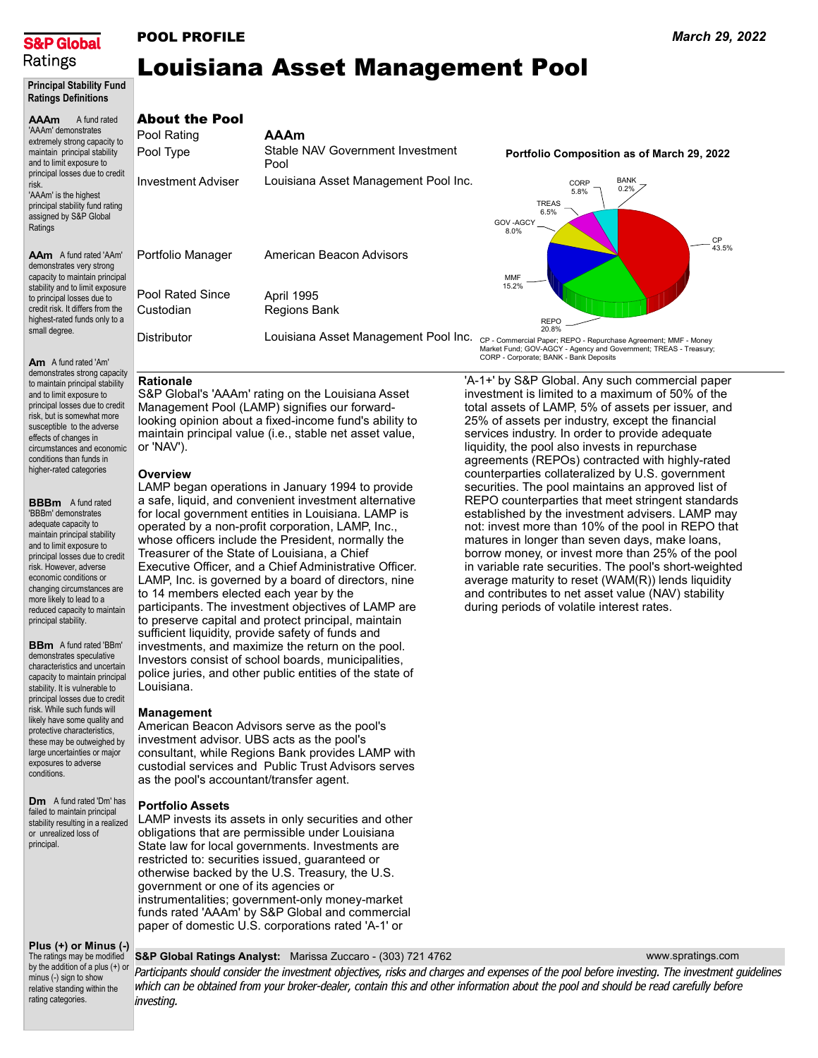**S&P Global Ratings**

POOL PROFILE

March 29, 2022

# Louisiana Asset Management Pool

## Principal Stability Fund Ratings Definitions

**AAAm** A fund rated 'AAAm' demonstrates extremely strong capacity to maintain principal stability and to limit exposure to principal losses due to credit risk. 'AAAm' is the highest principal stability fund rating assigned by S&P Global Ratings

**AAm** A fund rated 'AAm' demonstrates very strong capacity to maintain principal stability and to limit exposure to principal losses due to credit risk. It differs from the highest-rated funds only to a small degree.

**Am** A fund rated 'Am' demonstrates strong capacity to maintain principal stability and to limit exposure to principal losses due to credit risk, but is somewhat more susceptible to the adverse effects of changes in circumstances and economic conditions than funds in higher-rated categories

**BBBm** A fund rated 'BBBm' demonstrates adequate capacity to maintain principal stability and to limit exposure to principal losses due to credit risk. However, adverse economic conditions or changing circumstances are more likely to lead to a reduced capacity to maintain principal stability.

**BBm** A fund rated 'BBm' demonstrates speculative characteristics and uncertain capacity to maintain principal stability. It is vulnerable to principal losses due to credit risk. While such funds will likely have some quality and protective characteristics, these may be outweighed by large uncertainties or major exposures to adverse conditions.

**Dm** A fund rated 'Dm' has failed to maintain principal stability resulting in a realized or unrealized loss of principal.

**Plus (+) or Minus (-)** The ratings may be modified by the addition of a plus (+) or minus (-) sign to show relative standing within the rating categories.

## About the Pool

| | |
|---|---|
| Pool Rating | **AAAm** |
| Pool Type | Stable NAV Government Investment Pool |
| Investment Adviser | Louisiana Asset Management Pool Inc. |
| Portfolio Manager | American Beacon Advisors |
| Pool Rated Since | April 1995 |
| Custodian | Regions Bank |
| Distributor | Louisiana Asset Management Pool Inc. |

**Portfolio Composition as of March 29, 2022**

| Category | % |
|---|---|
| CP | 43.5% |
| REPO | 20.8% |
| MMF | 15.2% |
| GOV-AGCY | 8.0% |
| TREAS | 6.5% |
| CORP | 5.8% |
| BANK | 0.2% |

CP - Commercial Paper; REPO - Repurchase Agreement; MMF - Money Market Fund; GOV-AGCY - Agency and Government; TREAS - Treasury; CORP - Corporate; BANK - Bank Deposits

### Rationale

S&P Global's 'AAAm' rating on the Louisiana Asset Management Pool (LAMP) signifies our forward-looking opinion about a fixed-income fund's ability to maintain principal value (i.e., stable net asset value, or 'NAV').

### Overview

LAMP began operations in January 1994 to provide a safe, liquid, and convenient investment alternative for local government entities in Louisiana. LAMP is operated by a non-profit corporation, LAMP, Inc., whose officers include the President, normally the Treasurer of the State of Louisiana, a Chief Executive Officer, and a Chief Administrative Officer. LAMP, Inc. is governed by a board of directors, nine to 14 members elected each year by the participants. The investment objectives of LAMP are to preserve capital and protect principal, maintain sufficient liquidity, provide safety of funds and investments, and maximize the return on the pool. Investors consist of school boards, municipalities, police juries, and other public entities of the state of Louisiana.

### Management

American Beacon Advisors serve as the pool's investment advisor. UBS acts as the pool's consultant, while Regions Bank provides LAMP with custodial services and Public Trust Advisors serves as the pool's accountant/transfer agent.

### Portfolio Assets

LAMP invests its assets in only securities and other obligations that are permissible under Louisiana State law for local governments. Investments are restricted to: securities issued, guaranteed or otherwise backed by the U.S. Treasury, the U.S. government or one of its agencies or instrumentalities; government-only money-market funds rated 'AAAm' by S&P Global and commercial paper of domestic U.S. corporations rated 'A-1' or 'A-1+' by S&P Global. Any such commercial paper investment is limited to a maximum of 50% of the total assets of LAMP, 5% of assets per issuer, and 25% of assets per industry, except the financial services industry. In order to provide adequate liquidity, the pool also invests in repurchase agreements (REPOs) contracted with highly-rated counterparties collateralized by U.S. government securities. The pool maintains an approved list of REPO counterparties that meet stringent standards established by the investment advisers. LAMP may not: invest more than 10% of the pool in REPO that matures in longer than seven days, make loans, borrow money, or invest more than 25% of the pool in variable rate securities. The pool's short-weighted average maturity to reset (WAM(R)) lends liquidity and contributes to net asset value (NAV) stability during periods of volatile interest rates.

**S&P Global Ratings Analyst:** Marissa Zuccaro - (303) 721 4762 www.spratings.com

*Participants should consider the investment objectives, risks and charges and expenses of the pool before investing. The investment guidelines which can be obtained from your broker-dealer, contain this and other information about the pool and should be read carefully before investing.*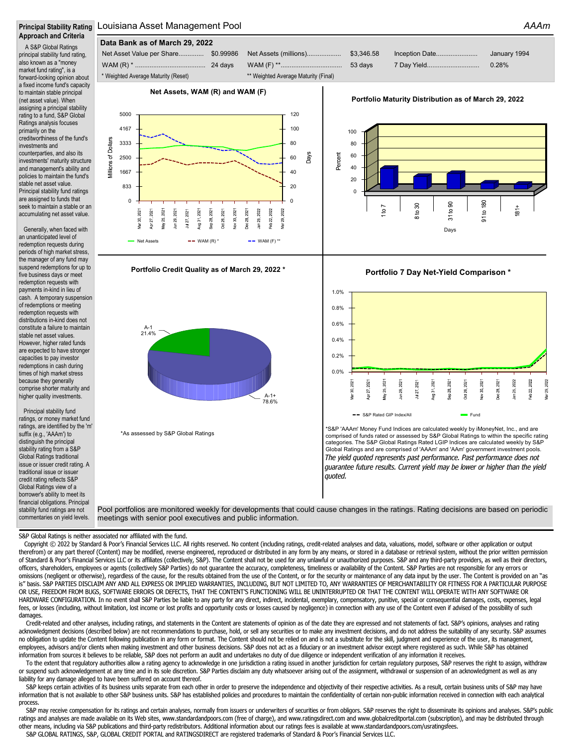## Principal Stability Rating Approach and Criteria

A S&P Global Ratings principal stability fund rating, also known as a "money market fund rating", is a forward-looking opinion about a fixed income fund's capacity to maintain stable principal (net asset value). When assigning a principal stability rating to a fund, S&P Global Ratings analysis focuses primarily on the creditworthiness of the fund's investments and counterparties, and also its investments' maturity structure and management's ability and policies to maintain the fund's stable net asset value. Principal stability fund ratings are assigned to funds that seek to maintain a stable or an accumulating net asset value.

Generally, when faced with an unanticipated level of redemption requests during periods of high market stress, the manager of any fund may suspend redemptions for up to five business days or meet redemption requests with payments in-kind in lieu of cash. A temporary suspension of redemptions or meeting of redemption requests with distributions in-kind does not constitute a failure to maintain stable net asset values. However, higher rated funds are expected to have stronger capacities to pay investor redemptions in cash during times of high market stress because they generally comprise shorter maturity and higher quality investments.

Principal stability fund ratings, or money market fund ratings, are identified by the 'm' suffix (e.g., 'AAAm') to distinguish the principal stability rating from a S&P Global Ratings traditional issue or issuer credit rating. A traditional issue or issuer credit rating reflects S&P Global Ratings view of a borrower's ability to meet its financial obligations. Principal stability fund ratings are not commentaries on yield levels.

# Louisiana Asset Management Pool

*AAAm*

### Data Bank as of March 29, 2022

| | | | | | |
|---|---|---|---|---|---|
| Net Asset Value per Share | $0.99986 | Net Assets (millions) | $3,346.58 | Inception Date | January 1994 |
| WAM (R) * | 24 days | WAM (F) ** | 53 days | 7 Day Yield | 0.28% |

\* Weighted Average Maturity (Reset) ** Weighted Average Maturity (Final)

**Net Assets, WAM (R) and WAM (F)**

Millions of Dollars: 5000, 4167, 3333, 2500, 1667, 833, 0
Days: 120, 100, 80, 60, 40, 20, 0
Mar 30, 2021; Apr 27, 2021; May 25, 2021; Jun 29, 2021; Jul 27, 2021; Aug 31, 2021; Sep 28, 2021; Oct 26, 2021; Nov 30, 2021; Dec 28, 2021; Jan 25, 2022; Feb 22, 2022; Mar 29, 2022
Net Assets — WAM (R) * — WAM (F) **

**Portfolio Maturity Distribution as of March 29, 2022**

Percent: 100, 80, 60, 40, 20, 0
1 to 7; 8 to 30; 31 to 90; 91 to 180; 181+
Days

**Portfolio Credit Quality as of March 29, 2022 ***

A-1 21.4%
A-1+ 78.6%

\*As assessed by S&P Global Ratings

**Portfolio 7 Day Net-Yield Comparison ***

1.0%, 0.8%, 0.6%, 0.4%, 0.2%, 0.0%
Mar 30, 2021; Apr 27, 2021; May 25, 2021; Jun 29, 2021; Jul 27, 2021; Aug 31, 2021; Sep 28, 2021; Oct 26, 2021; Nov 30, 2021; Dec 28, 2021; Jan 25, 2022; Feb 22, 2022; Mar 29, 2022
S&P Rated GIP Index/All — Fund

\*S&P 'AAAm' Money Fund Indices are calculated weekly by iMoneyNet, Inc., and are comprised of funds rated or assessed by S&P Global Ratings to within the specific rating categories. The S&P Global Ratings Rated LGIP Indices are calculated weekly by S&P Global Ratings and are comprised of 'AAAm' and 'AAm' government investment pools.

*The yield quoted represents past performance. Past performance does not guarantee future results. Current yield may be lower or higher than the yield quoted.*

Pool portfolios are monitored weekly for developments that could cause changes in the ratings. Rating decisions are based on periodic meetings with senior pool executives and public information.

S&P Global Ratings is neither associated nor affiliated with the fund.

Copyright © 2022 by Standard & Poor's Financial Services LLC. All rights reserved. No content (including ratings, credit-related analyses and data, valuations, model, software or other application or output therefrom) or any part thereof (Content) may be modified, reverse engineered, reproduced or distributed in any form by any means, or stored in a database or retrieval system, without the prior written permission of Standard & Poor's Financial Services LLC or its affiliates (collectively, S&P). The Content shall not be used for any unlawful or unauthorized purposes. S&P and any third-party providers, as well as their directors, officers, shareholders, employees or agents (collectively S&P Parties) do not guarantee the accuracy, completeness, timeliness or availability of the Content. S&P Parties are not responsible for any errors or omissions (negligent or otherwise), regardless of the cause, for the results obtained from the use of the Content, or for the security or maintenance of any data input by the user. The Content is provided on an "as is" basis. S&P PARTIES DISCLAIM ANY AND ALL EXPRESS OR IMPLIED WARRANTIES, INCLUDING, BUT NOT LIMITED TO, ANY WARRANTIES OF MERCHANTABILITY OR FITNESS FOR A PARTICULAR PURPOSE OR USE, FREEDOM FROM BUGS, SOFTWARE ERRORS OR DEFECTS, THAT THE CONTENT'S FUNCTIONING WILL BE UNINTERRUPTED OR THAT THE CONTENT WILL OPERATE WITH ANY SOFTWARE OR HARDWARE CONFIGURATION. In no event shall S&P Parties be liable to any party for any direct, indirect, incidental, exemplary, compensatory, punitive, special or consequential damages, costs, expenses, legal fees, or losses (including, without limitation, lost income or lost profits and opportunity costs or losses caused by negligence) in connection with any use of the Content even if advised of the possibility of such damages.

Credit-related and other analyses, including ratings, and statements in the Content are statements of opinion as of the date they are expressed and not statements of fact. S&P's opinions, analyses and rating acknowledgment decisions (described below) are not recommendations to purchase, hold, or sell any securities or to make any investment decisions, and do not address the suitability of any security. S&P assumes no obligation to update the Content following publication in any form or format. The Content should not be relied on and is not a substitute for the skill, judgment and experience of the user, its management, employees, advisors and/or clients when making investment and other business decisions. S&P does not act as a fiduciary or an investment advisor except where registered as such. While S&P has obtained information from sources it believes to be reliable, S&P does not perform an audit and undertakes no duty of due diligence or independent verification of any information it receives.

To the extent that regulatory authorities allow a rating agency to acknowledge in one jurisdiction a rating issued in another jurisdiction for certain regulatory purposes, S&P reserves the right to assign, withdraw or suspend such acknowledgement at any time and in its sole discretion. S&P Parties disclaim any duty whatsoever arising out of the assignment, withdrawal or suspension of an acknowledgment as well as any liability for any damage alleged to have been suffered on account thereof.

S&P keeps certain activities of its business units separate from each other in order to preserve the independence and objectivity of their respective activities. As a result, certain business units of S&P may have information that is not available to other S&P business units. S&P has established policies and procedures to maintain the confidentiality of certain non-public information received in connection with each analytical process.

S&P may receive compensation for its ratings and certain analyses, normally from issuers or underwriters of securities or from obligors. S&P reserves the right to disseminate its opinions and analyses. S&P's public ratings and analyses are made available on its Web sites, www.standardandpoors.com (free of charge), and www.ratingsdirect.com and www.globalcreditportal.com (subscription), and may be distributed through other means, including via S&P publications and third-party redistributors. Additional information about our ratings fees is available at www.standardandpoors.com/usratingsfees.

S&P GLOBAL RATINGS, S&P, GLOBAL CREDIT PORTAL and RATINGSDIRECT are registered trademarks of Standard & Poor's Financial Services LLC.